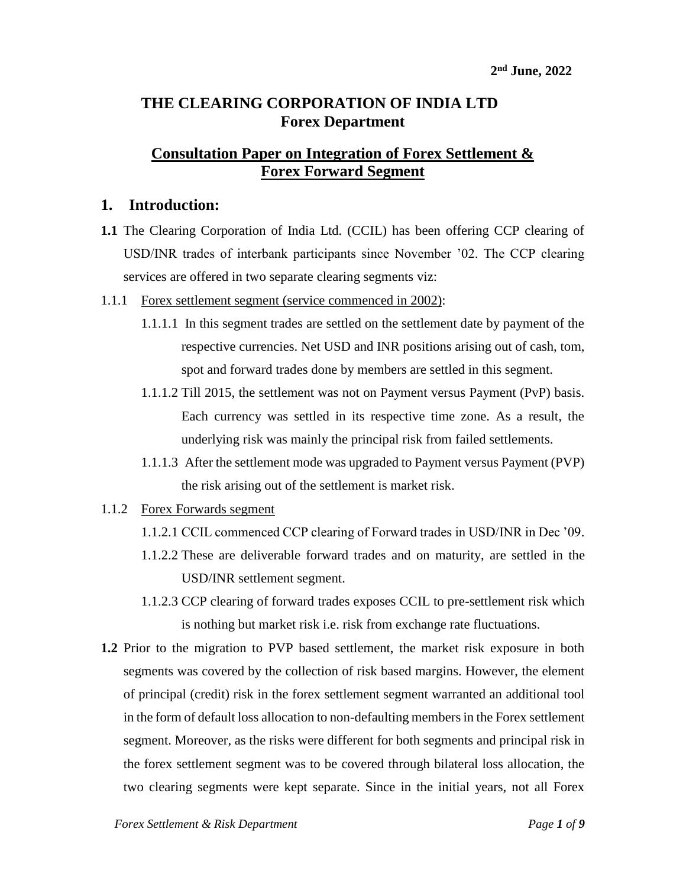**2nd June, 2022**

# THE CLEARING CORPORATION OF INDIA LTD
## Forex Department

## Consultation Paper on Integration of Forex Settlement & Forex Forward Segment

## 1. Introduction:

**1.1** The Clearing Corporation of India Ltd. (CCIL) has been offering CCP clearing of USD/INR trades of interbank participants since November '02. The CCP clearing services are offered in two separate clearing segments viz:

1.1.1 Forex settlement segment (service commenced in 2002):

1.1.1.1 In this segment trades are settled on the settlement date by payment of the respective currencies. Net USD and INR positions arising out of cash, tom, spot and forward trades done by members are settled in this segment.

1.1.1.2 Till 2015, the settlement was not on Payment versus Payment (PvP) basis. Each currency was settled in its respective time zone. As a result, the underlying risk was mainly the principal risk from failed settlements.

1.1.1.3 After the settlement mode was upgraded to Payment versus Payment (PVP) the risk arising out of the settlement is market risk.

1.1.2 Forex Forwards segment

1.1.2.1 CCIL commenced CCP clearing of Forward trades in USD/INR in Dec '09.

1.1.2.2 These are deliverable forward trades and on maturity, are settled in the USD/INR settlement segment.

1.1.2.3 CCP clearing of forward trades exposes CCIL to pre-settlement risk which is nothing but market risk i.e. risk from exchange rate fluctuations.

**1.2** Prior to the migration to PVP based settlement, the market risk exposure in both segments was covered by the collection of risk based margins. However, the element of principal (credit) risk in the forex settlement segment warranted an additional tool in the form of default loss allocation to non-defaulting members in the Forex settlement segment. Moreover, as the risks were different for both segments and principal risk in the forex settlement segment was to be covered through bilateral loss allocation, the two clearing segments were kept separate. Since in the initial years, not all Forex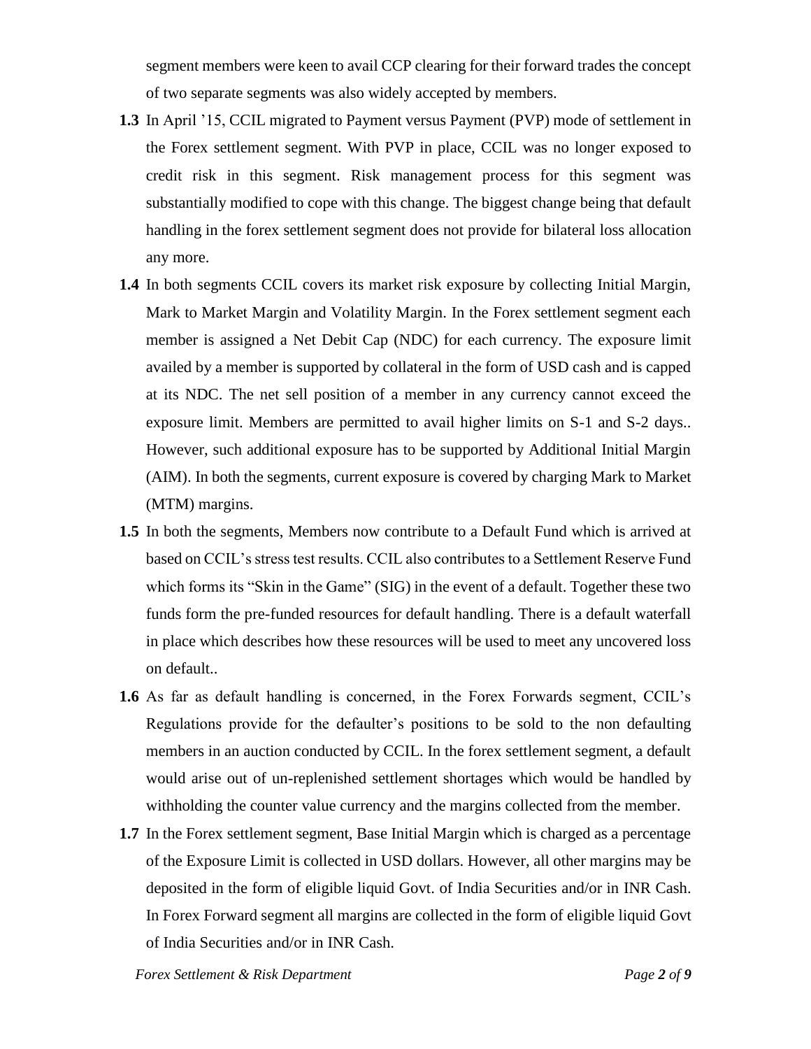segment members were keen to avail CCP clearing for their forward trades the concept of two separate segments was also widely accepted by members.

**1.3** In April '15, CCIL migrated to Payment versus Payment (PVP) mode of settlement in the Forex settlement segment. With PVP in place, CCIL was no longer exposed to credit risk in this segment. Risk management process for this segment was substantially modified to cope with this change. The biggest change being that default handling in the forex settlement segment does not provide for bilateral loss allocation any more.

**1.4** In both segments CCIL covers its market risk exposure by collecting Initial Margin, Mark to Market Margin and Volatility Margin. In the Forex settlement segment each member is assigned a Net Debit Cap (NDC) for each currency. The exposure limit availed by a member is supported by collateral in the form of USD cash and is capped at its NDC. The net sell position of a member in any currency cannot exceed the exposure limit. Members are permitted to avail higher limits on S-1 and S-2 days.. However, such additional exposure has to be supported by Additional Initial Margin (AIM). In both the segments, current exposure is covered by charging Mark to Market (MTM) margins.

**1.5** In both the segments, Members now contribute to a Default Fund which is arrived at based on CCIL's stress test results. CCIL also contributes to a Settlement Reserve Fund which forms its "Skin in the Game" (SIG) in the event of a default. Together these two funds form the pre-funded resources for default handling. There is a default waterfall in place which describes how these resources will be used to meet any uncovered loss on default..

**1.6** As far as default handling is concerned, in the Forex Forwards segment, CCIL's Regulations provide for the defaulter's positions to be sold to the non defaulting members in an auction conducted by CCIL. In the forex settlement segment, a default would arise out of un-replenished settlement shortages which would be handled by withholding the counter value currency and the margins collected from the member.

**1.7** In the Forex settlement segment, Base Initial Margin which is charged as a percentage of the Exposure Limit is collected in USD dollars. However, all other margins may be deposited in the form of eligible liquid Govt. of India Securities and/or in INR Cash. In Forex Forward segment all margins are collected in the form of eligible liquid Govt of India Securities and/or in INR Cash.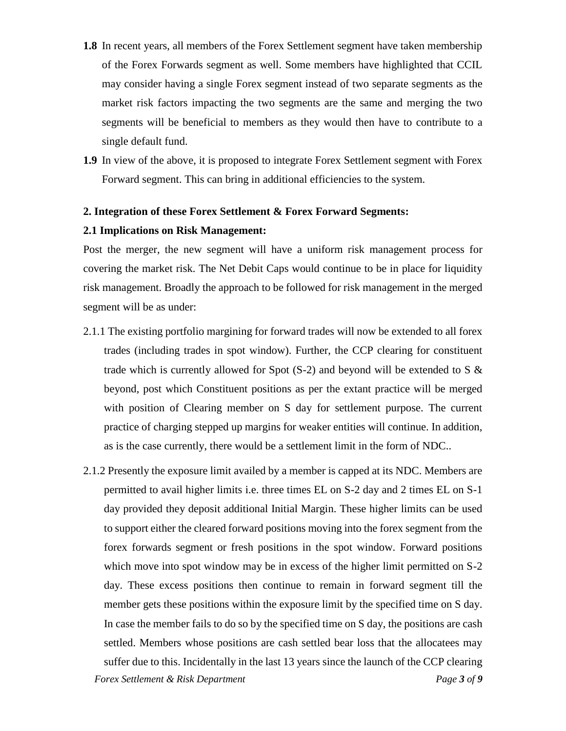**1.8** In recent years, all members of the Forex Settlement segment have taken membership of the Forex Forwards segment as well. Some members have highlighted that CCIL may consider having a single Forex segment instead of two separate segments as the market risk factors impacting the two segments are the same and merging the two segments will be beneficial to members as they would then have to contribute to a single default fund.

**1.9** In view of the above, it is proposed to integrate Forex Settlement segment with Forex Forward segment. This can bring in additional efficiencies to the system.

**2. Integration of these Forex Settlement & Forex Forward Segments:**

**2.1 Implications on Risk Management:**

Post the merger, the new segment will have a uniform risk management process for covering the market risk. The Net Debit Caps would continue to be in place for liquidity risk management. Broadly the approach to be followed for risk management in the merged segment will be as under:

2.1.1 The existing portfolio margining for forward trades will now be extended to all forex trades (including trades in spot window). Further, the CCP clearing for constituent trade which is currently allowed for Spot (S-2) and beyond will be extended to S & beyond, post which Constituent positions as per the extant practice will be merged with position of Clearing member on S day for settlement purpose. The current practice of charging stepped up margins for weaker entities will continue. In addition, as is the case currently, there would be a settlement limit in the form of NDC..

2.1.2 Presently the exposure limit availed by a member is capped at its NDC. Members are permitted to avail higher limits i.e. three times EL on S-2 day and 2 times EL on S-1 day provided they deposit additional Initial Margin. These higher limits can be used to support either the cleared forward positions moving into the forex segment from the forex forwards segment or fresh positions in the spot window. Forward positions which move into spot window may be in excess of the higher limit permitted on S-2 day. These excess positions then continue to remain in forward segment till the member gets these positions within the exposure limit by the specified time on S day. In case the member fails to do so by the specified time on S day, the positions are cash settled. Members whose positions are cash settled bear loss that the allocatees may suffer due to this. Incidentally in the last 13 years since the launch of the CCP clearing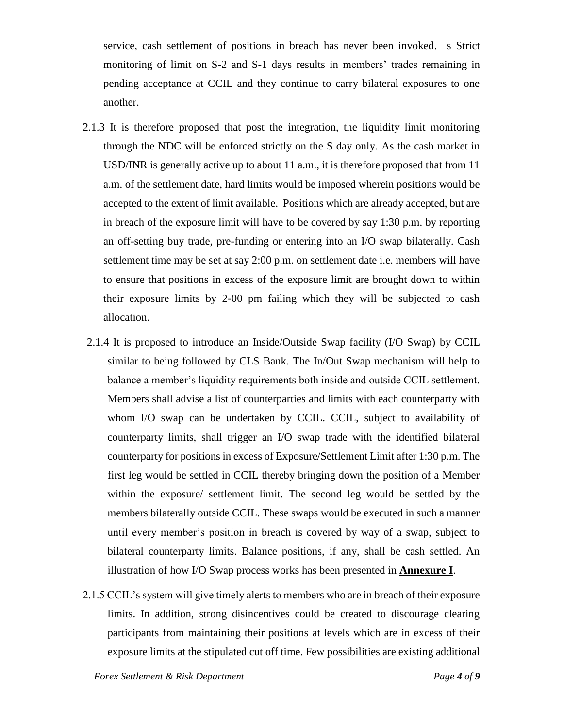service, cash settlement of positions in breach has never been invoked. s Strict monitoring of limit on S-2 and S-1 days results in members' trades remaining in pending acceptance at CCIL and they continue to carry bilateral exposures to one another.

2.1.3 It is therefore proposed that post the integration, the liquidity limit monitoring through the NDC will be enforced strictly on the S day only. As the cash market in USD/INR is generally active up to about 11 a.m., it is therefore proposed that from 11 a.m. of the settlement date, hard limits would be imposed wherein positions would be accepted to the extent of limit available. Positions which are already accepted, but are in breach of the exposure limit will have to be covered by say 1:30 p.m. by reporting an off-setting buy trade, pre-funding or entering into an I/O swap bilaterally. Cash settlement time may be set at say 2:00 p.m. on settlement date i.e. members will have to ensure that positions in excess of the exposure limit are brought down to within their exposure limits by 2-00 pm failing which they will be subjected to cash allocation.

2.1.4 It is proposed to introduce an Inside/Outside Swap facility (I/O Swap) by CCIL similar to being followed by CLS Bank. The In/Out Swap mechanism will help to balance a member's liquidity requirements both inside and outside CCIL settlement. Members shall advise a list of counterparties and limits with each counterparty with whom I/O swap can be undertaken by CCIL. CCIL, subject to availability of counterparty limits, shall trigger an I/O swap trade with the identified bilateral counterparty for positions in excess of Exposure/Settlement Limit after 1:30 p.m. The first leg would be settled in CCIL thereby bringing down the position of a Member within the exposure/ settlement limit. The second leg would be settled by the members bilaterally outside CCIL. These swaps would be executed in such a manner until every member's position in breach is covered by way of a swap, subject to bilateral counterparty limits. Balance positions, if any, shall be cash settled. An illustration of how I/O Swap process works has been presented in **Annexure I**.

2.1.5 CCIL's system will give timely alerts to members who are in breach of their exposure limits. In addition, strong disincentives could be created to discourage clearing participants from maintaining their positions at levels which are in excess of their exposure limits at the stipulated cut off time. Few possibilities are existing additional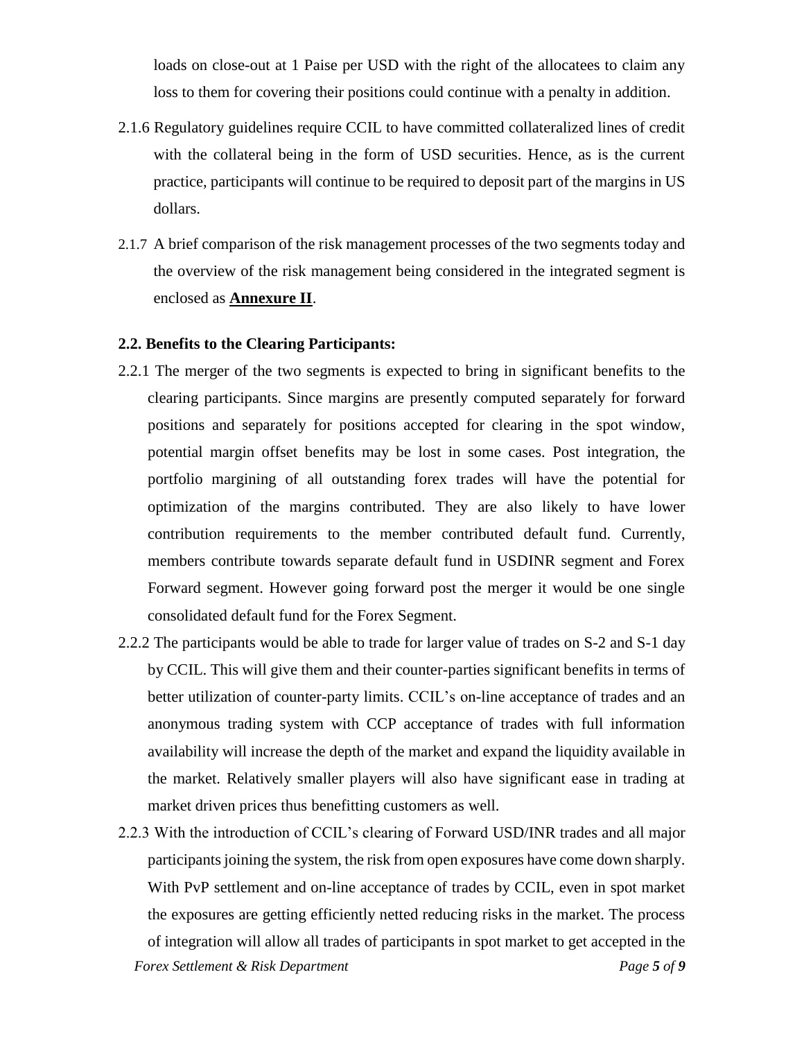loads on close-out at 1 Paise per USD with the right of the allocatees to claim any loss to them for covering their positions could continue with a penalty in addition.

2.1.6 Regulatory guidelines require CCIL to have committed collateralized lines of credit with the collateral being in the form of USD securities. Hence, as is the current practice, participants will continue to be required to deposit part of the margins in US dollars.

2.1.7 A brief comparison of the risk management processes of the two segments today and the overview of the risk management being considered in the integrated segment is enclosed as **Annexure II**.

**2.2. Benefits to the Clearing Participants:**

2.2.1 The merger of the two segments is expected to bring in significant benefits to the clearing participants. Since margins are presently computed separately for forward positions and separately for positions accepted for clearing in the spot window, potential margin offset benefits may be lost in some cases. Post integration, the portfolio margining of all outstanding forex trades will have the potential for optimization of the margins contributed. They are also likely to have lower contribution requirements to the member contributed default fund. Currently, members contribute towards separate default fund in USDINR segment and Forex Forward segment. However going forward post the merger it would be one single consolidated default fund for the Forex Segment.

2.2.2 The participants would be able to trade for larger value of trades on S-2 and S-1 day by CCIL. This will give them and their counter-parties significant benefits in terms of better utilization of counter-party limits. CCIL's on-line acceptance of trades and an anonymous trading system with CCP acceptance of trades with full information availability will increase the depth of the market and expand the liquidity available in the market. Relatively smaller players will also have significant ease in trading at market driven prices thus benefitting customers as well.

2.2.3 With the introduction of CCIL's clearing of Forward USD/INR trades and all major participants joining the system, the risk from open exposures have come down sharply. With PvP settlement and on-line acceptance of trades by CCIL, even in spot market the exposures are getting efficiently netted reducing risks in the market. The process of integration will allow all trades of participants in spot market to get accepted in the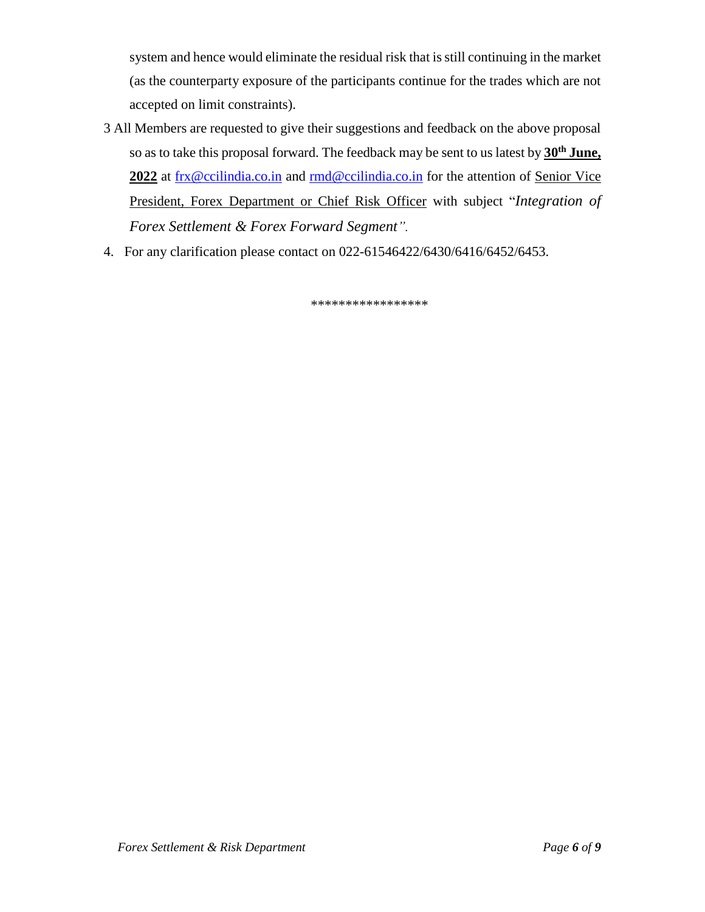system and hence would eliminate the residual risk that is still continuing in the market (as the counterparty exposure of the participants continue for the trades which are not accepted on limit constraints).

3 All Members are requested to give their suggestions and feedback on the above proposal so as to take this proposal forward. The feedback may be sent to us latest by **30th June, 2022** at frx@ccilindia.co.in and rmd@ccilindia.co.in for the attention of Senior Vice President, Forex Department or Chief Risk Officer with subject "*Integration of Forex Settlement & Forex Forward Segment".*

4. For any clarification please contact on 022-61546422/6430/6416/6452/6453.

*****************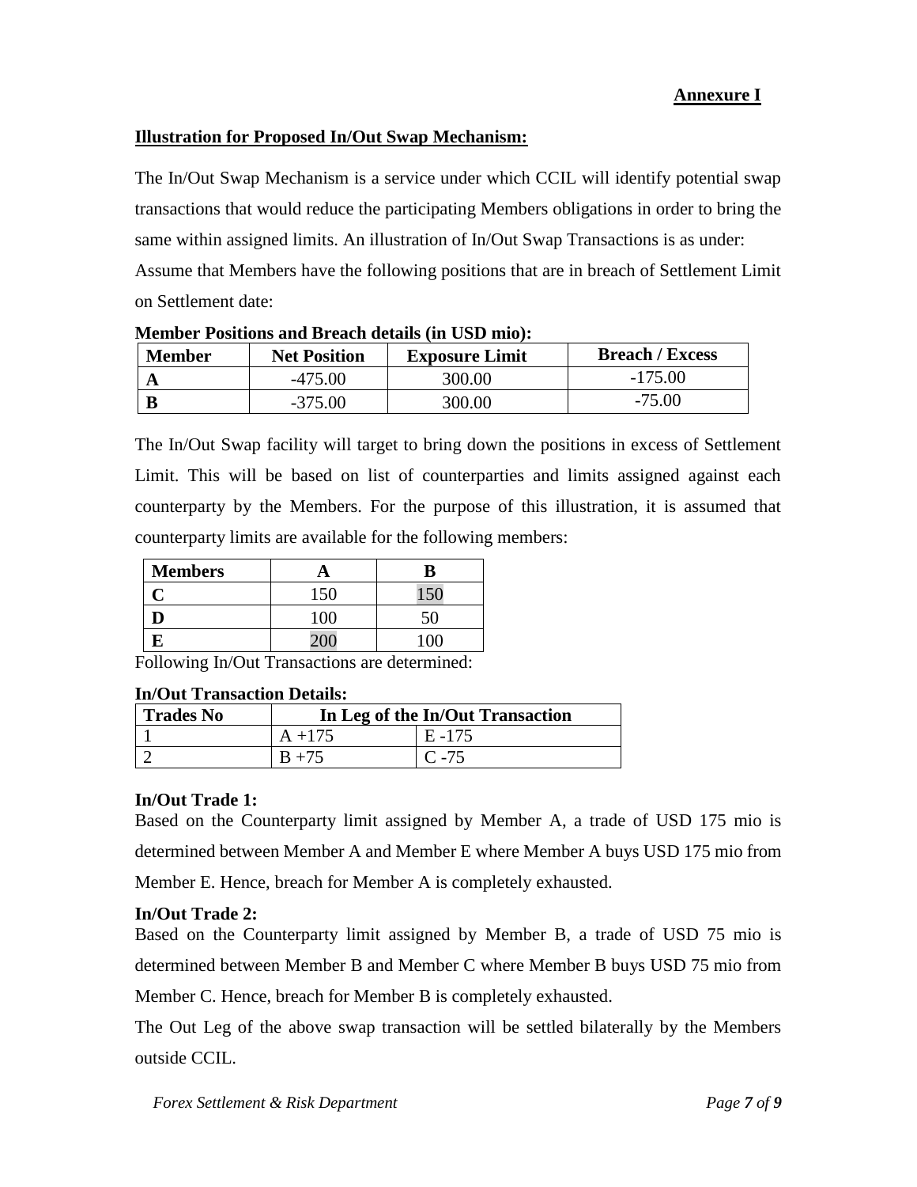**Annexure I**

**Illustration for Proposed In/Out Swap Mechanism:**

The In/Out Swap Mechanism is a service under which CCIL will identify potential swap transactions that would reduce the participating Members obligations in order to bring the same within assigned limits. An illustration of In/Out Swap Transactions is as under:

Assume that Members have the following positions that are in breach of Settlement Limit on Settlement date:

**Member Positions and Breach details (in USD mio):**

| Member | Net Position | Exposure Limit | Breach / Excess |
|---|---|---|---|
| **A** | -475.00 | 300.00 | -175.00 |
| **B** | -375.00 | 300.00 | -75.00 |

The In/Out Swap facility will target to bring down the positions in excess of Settlement Limit. This will be based on list of counterparties and limits assigned against each counterparty by the Members. For the purpose of this illustration, it is assumed that counterparty limits are available for the following members:

| Members | A | B |
|---|---|---|
| **C** | 150 | 150 |
| **D** | 100 | 50 |
| **E** | 200 | 100 |

Following In/Out Transactions are determined:

**In/Out Transaction Details:**

| Trades No | In Leg of the In/Out Transaction | |
|---|---|---|
| 1 | A +175 | E -175 |
| 2 | B +75 | C -75 |

**In/Out Trade 1:**

Based on the Counterparty limit assigned by Member A, a trade of USD 175 mio is determined between Member A and Member E where Member A buys USD 175 mio from Member E. Hence, breach for Member A is completely exhausted.

**In/Out Trade 2:**

Based on the Counterparty limit assigned by Member B, a trade of USD 75 mio is determined between Member B and Member C where Member B buys USD 75 mio from Member C. Hence, breach for Member B is completely exhausted.

The Out Leg of the above swap transaction will be settled bilaterally by the Members outside CCIL.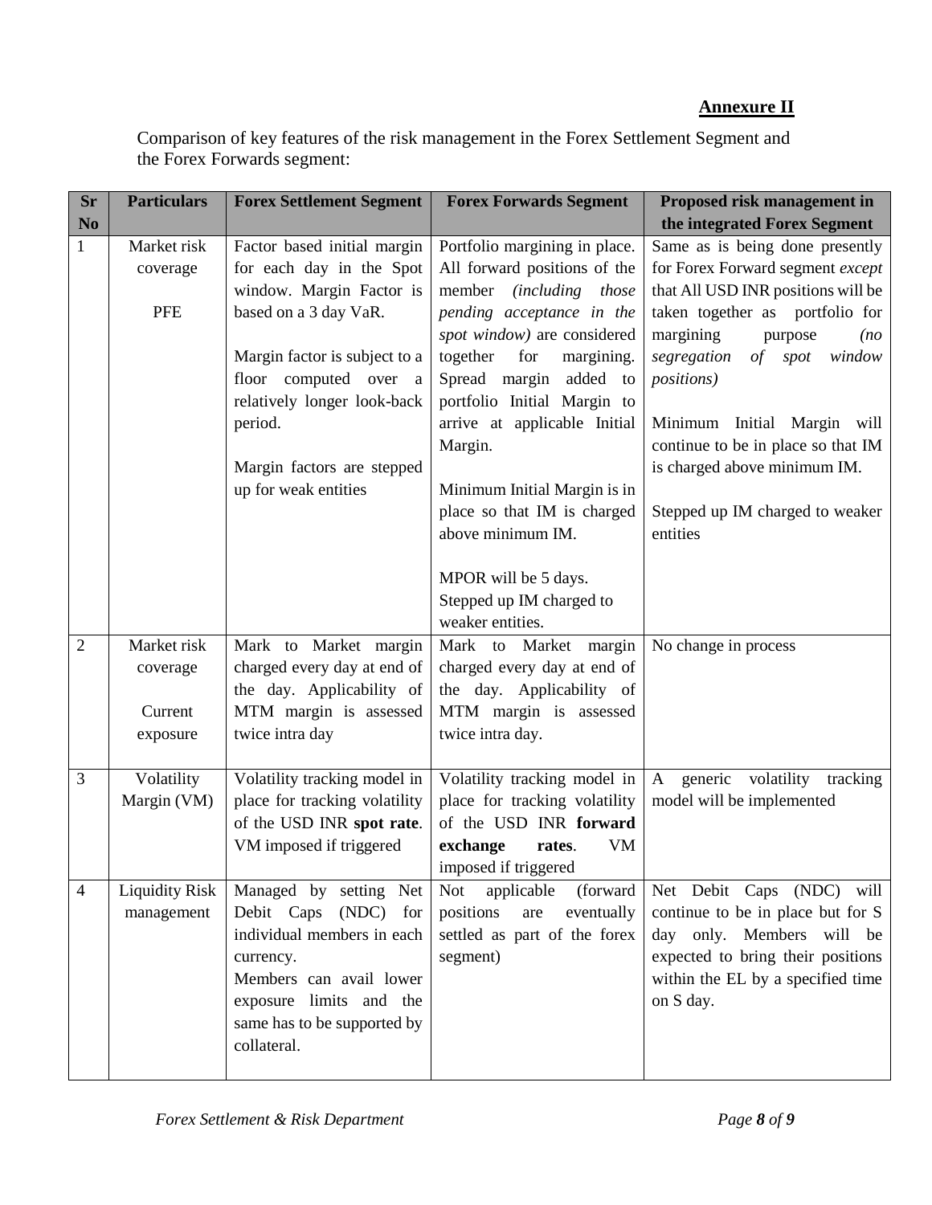**Annexure II**

Comparison of key features of the risk management in the Forex Settlement Segment and the Forex Forwards segment:

| Sr No | Particulars | Forex Settlement Segment | Forex Forwards Segment | Proposed risk management in the integrated Forex Segment |
|---|---|---|---|---|
| 1 | Market risk coverage<br><br>PFE | Factor based initial margin for each day in the Spot window. Margin Factor is based on a 3 day VaR.<br><br>Margin factor is subject to a floor computed over a relatively longer look-back period.<br><br>Margin factors are stepped up for weak entities | Portfolio margining in place. All forward positions of the member *(including those pending acceptance in the spot window)* are considered together for margining. Spread margin added to portfolio Initial Margin to arrive at applicable Initial Margin.<br><br>Minimum Initial Margin is in place so that IM is charged above minimum IM.<br><br>MPOR will be 5 days.<br>Stepped up IM charged to weaker entities. | Same as is being done presently for Forex Forward segment *except* that All USD INR positions will be taken together as portfolio for margining purpose *(no segregation of spot window positions)*<br><br>Minimum Initial Margin will continue to be in place so that IM is charged above minimum IM.<br><br>Stepped up IM charged to weaker entities |
| 2 | Market risk coverage<br><br>Current exposure | Mark to Market margin charged every day at end of the day. Applicability of MTM margin is assessed twice intra day | Mark to Market margin charged every day at end of the day. Applicability of MTM margin is assessed twice intra day. | No change in process |
| 3 | Volatility Margin (VM) | Volatility tracking model in place for tracking volatility of the USD INR **spot rate**. VM imposed if triggered | Volatility tracking model in place for tracking volatility of the USD INR **forward exchange rates**. VM imposed if triggered | A generic volatility tracking model will be implemented |
| 4 | Liquidity Risk management | Managed by setting Net Debit Caps (NDC) for individual members in each currency.<br>Members can avail lower exposure limits and the same has to be supported by collateral. | Not applicable (forward positions are eventually settled as part of the forex segment) | Net Debit Caps (NDC) will continue to be in place but for S day only. Members will be expected to bring their positions within the EL by a specified time on S day. |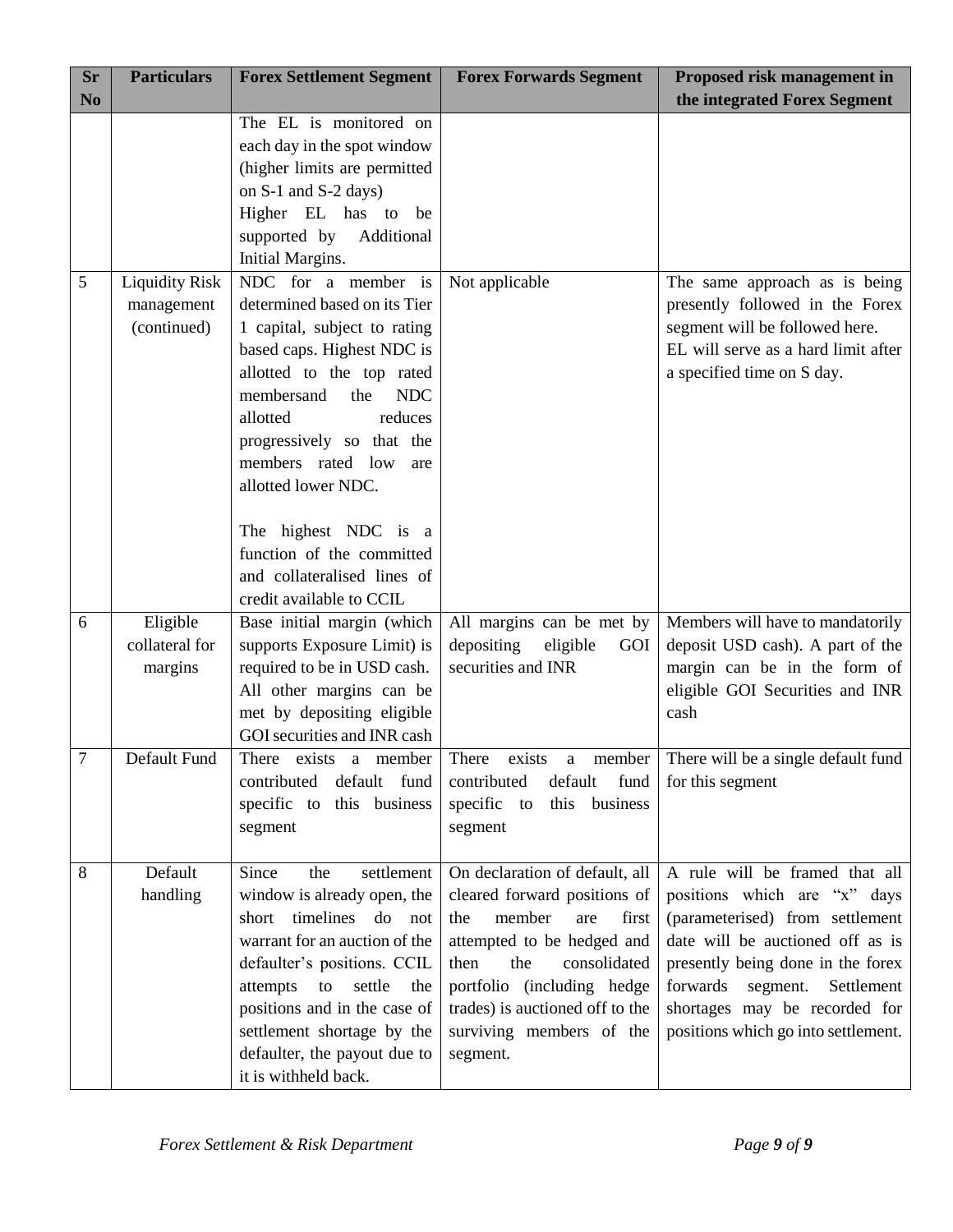| Sr No | Particulars | Forex Settlement Segment | Forex Forwards Segment | Proposed risk management in the integrated Forex Segment |
|---|---|---|---|---|
| | | The EL is monitored on each day in the spot window (higher limits are permitted on S-1 and S-2 days) Higher EL has to be supported by Additional Initial Margins. | | |
| 5 | Liquidity Risk management (continued) | NDC for a member is determined based on its Tier 1 capital, subject to rating based caps. Highest NDC is allotted to the top rated membersand the NDC allotted reduces progressively so that the members rated low are allotted lower NDC.<br><br>The highest NDC is a function of the committed and collateralised lines of credit available to CCIL | Not applicable | The same approach as is being presently followed in the Forex segment will be followed here. EL will serve as a hard limit after a specified time on S day. |
| 6 | Eligible collateral for margins | Base initial margin (which supports Exposure Limit) is required to be in USD cash. All other margins can be met by depositing eligible GOI securities and INR cash | All margins can be met by depositing eligible GOI securities and INR | Members will have to mandatorily deposit USD cash). A part of the margin can be in the form of eligible GOI Securities and INR cash |
| 7 | Default Fund | There exists a member contributed default fund specific to this business segment | There exists a member contributed default fund specific to this business segment | There will be a single default fund for this segment |
| 8 | Default handling | Since the settlement window is already open, the short timelines do not warrant for an auction of the defaulter's positions. CCIL attempts to settle the positions and in the case of settlement shortage by the defaulter, the payout due to it is withheld back. | On declaration of default, all cleared forward positions of the member are first attempted to be hedged and then the consolidated portfolio (including hedge trades) is auctioned off to the surviving members of the segment. | A rule will be framed that all positions which are "x" days (parameterised) from settlement date will be auctioned off as is presently being done in the forex forwards segment. Settlement shortages may be recorded for positions which go into settlement. |